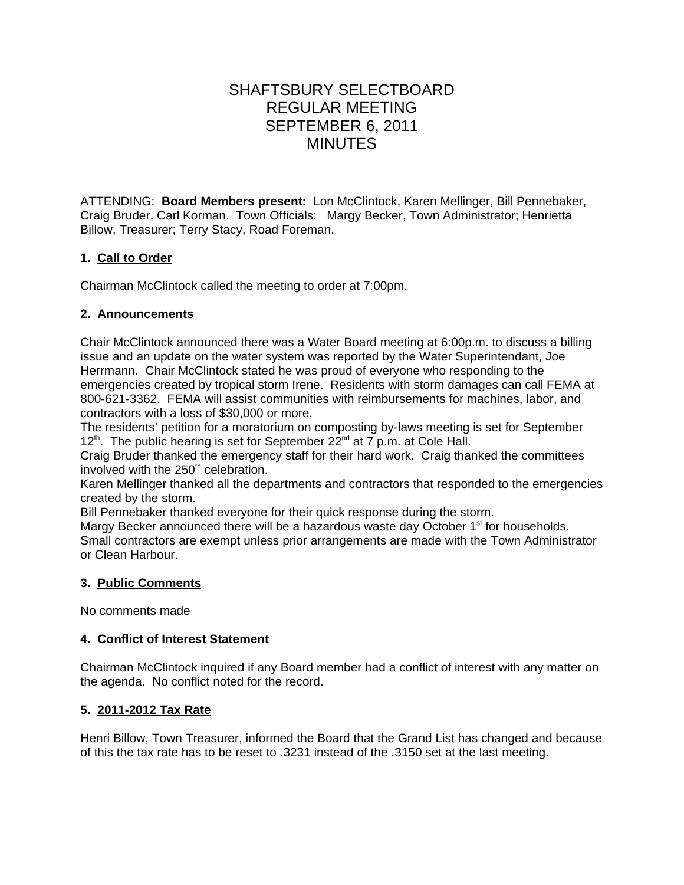# SHAFTSBURY SELECTBOARD
# REGULAR MEETING
# SEPTEMBER 6, 2011
# MINUTES

ATTENDING: **Board Members present:** Lon McClintock, Karen Mellinger, Bill Pennebaker, Craig Bruder, Carl Korman. Town Officials: Margy Becker, Town Administrator; Henrietta Billow, Treasurer; Terry Stacy, Road Foreman.

**1. Call to Order**

Chairman McClintock called the meeting to order at 7:00pm.

**2. Announcements**

Chair McClintock announced there was a Water Board meeting at 6:00p.m. to discuss a billing issue and an update on the water system was reported by the Water Superintendant, Joe Herrmann. Chair McClintock stated he was proud of everyone who responding to the emergencies created by tropical storm Irene. Residents with storm damages can call FEMA at 800-621-3362. FEMA will assist communities with reimbursements for machines, labor, and contractors with a loss of $30,000 or more.

The residents' petition for a moratorium on composting by-laws meeting is set for September 12th. The public hearing is set for September 22nd at 7 p.m. at Cole Hall.

Craig Bruder thanked the emergency staff for their hard work. Craig thanked the committees involved with the 250th celebration.

Karen Mellinger thanked all the departments and contractors that responded to the emergencies created by the storm.

Bill Pennebaker thanked everyone for their quick response during the storm.

Margy Becker announced there will be a hazardous waste day October 1st for households. Small contractors are exempt unless prior arrangements are made with the Town Administrator or Clean Harbour.

**3. Public Comments**

No comments made

**4. Conflict of Interest Statement**

Chairman McClintock inquired if any Board member had a conflict of interest with any matter on the agenda. No conflict noted for the record.

**5. 2011-2012 Tax Rate**

Henri Billow, Town Treasurer, informed the Board that the Grand List has changed and because of this the tax rate has to be reset to .3231 instead of the .3150 set at the last meeting.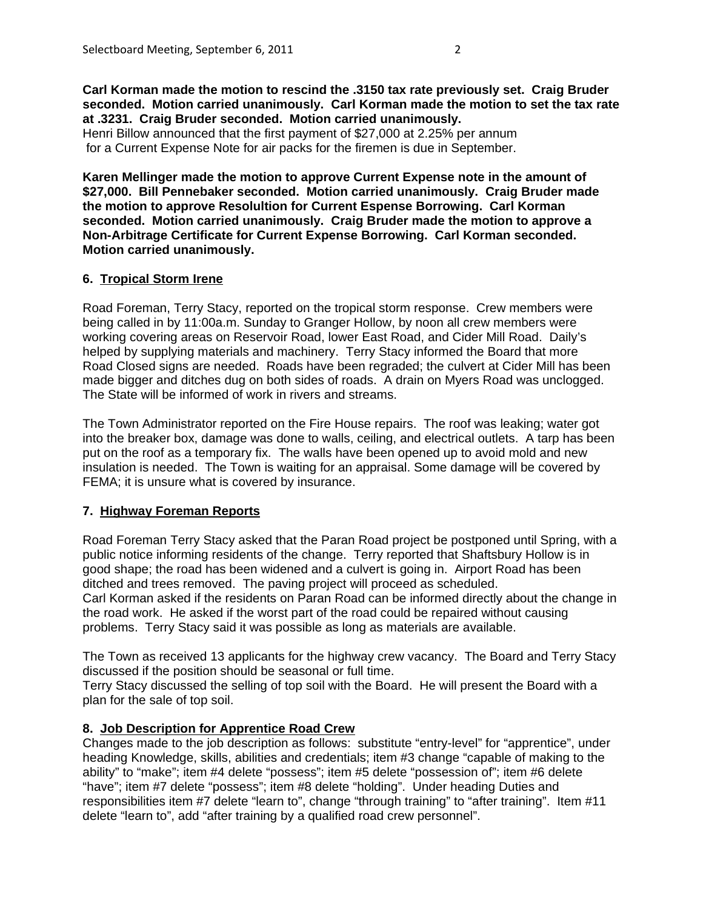**Carl Korman made the motion to rescind the .3150 tax rate previously set. Craig Bruder seconded. Motion carried unanimously. Carl Korman made the motion to set the tax rate at .3231. Craig Bruder seconded. Motion carried unanimously.**

Henri Billow announced that the first payment of $27,000 at 2.25% per annum for a Current Expense Note for air packs for the firemen is due in September.

**Karen Mellinger made the motion to approve Current Expense note in the amount of $27,000. Bill Pennebaker seconded. Motion carried unanimously. Craig Bruder made the motion to approve Resolultion for Current Espense Borrowing. Carl Korman seconded. Motion carried unanimously. Craig Bruder made the motion to approve a Non-Arbitrage Certificate for Current Expense Borrowing. Carl Korman seconded. Motion carried unanimously.**

## 6. Tropical Storm Irene

Road Foreman, Terry Stacy, reported on the tropical storm response. Crew members were being called in by 11:00a.m. Sunday to Granger Hollow, by noon all crew members were working covering areas on Reservoir Road, lower East Road, and Cider Mill Road. Daily's helped by supplying materials and machinery. Terry Stacy informed the Board that more Road Closed signs are needed. Roads have been regraded; the culvert at Cider Mill has been made bigger and ditches dug on both sides of roads. A drain on Myers Road was unclogged. The State will be informed of work in rivers and streams.

The Town Administrator reported on the Fire House repairs. The roof was leaking; water got into the breaker box, damage was done to walls, ceiling, and electrical outlets. A tarp has been put on the roof as a temporary fix. The walls have been opened up to avoid mold and new insulation is needed. The Town is waiting for an appraisal. Some damage will be covered by FEMA; it is unsure what is covered by insurance.

## 7. Highway Foreman Reports

Road Foreman Terry Stacy asked that the Paran Road project be postponed until Spring, with a public notice informing residents of the change. Terry reported that Shaftsbury Hollow is in good shape; the road has been widened and a culvert is going in. Airport Road has been ditched and trees removed. The paving project will proceed as scheduled.
Carl Korman asked if the residents on Paran Road can be informed directly about the change in the road work. He asked if the worst part of the road could be repaired without causing problems. Terry Stacy said it was possible as long as materials are available.

The Town as received 13 applicants for the highway crew vacancy. The Board and Terry Stacy discussed if the position should be seasonal or full time.
Terry Stacy discussed the selling of top soil with the Board. He will present the Board with a plan for the sale of top soil.

## 8. Job Description for Apprentice Road Crew

Changes made to the job description as follows: substitute "entry-level" for "apprentice", under heading Knowledge, skills, abilities and credentials; item #3 change "capable of making to the ability" to "make"; item #4 delete "possess"; item #5 delete "possession of"; item #6 delete "have"; item #7 delete "possess"; item #8 delete "holding". Under heading Duties and responsibilities item #7 delete "learn to", change "through training" to "after training". Item #11 delete "learn to", add "after training by a qualified road crew personnel".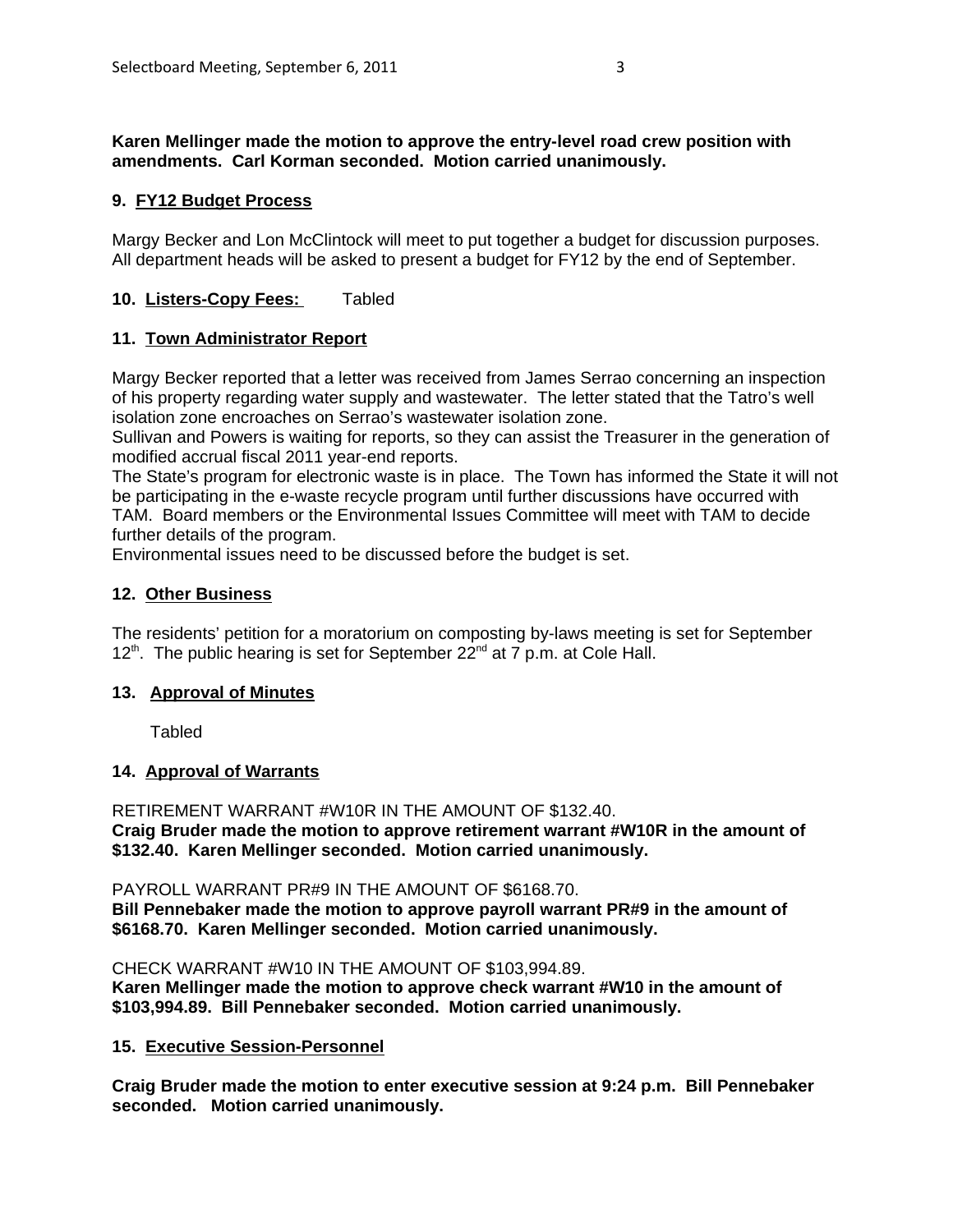**Karen Mellinger made the motion to approve the entry-level road crew position with amendments. Carl Korman seconded. Motion carried unanimously.**

### 9. FY12 Budget Process

Margy Becker and Lon McClintock will meet to put together a budget for discussion purposes. All department heads will be asked to present a budget for FY12 by the end of September.

### 10. Listers-Copy Fees: Tabled

### 11. Town Administrator Report

Margy Becker reported that a letter was received from James Serrao concerning an inspection of his property regarding water supply and wastewater. The letter stated that the Tatro's well isolation zone encroaches on Serrao's wastewater isolation zone.
Sullivan and Powers is waiting for reports, so they can assist the Treasurer in the generation of modified accrual fiscal 2011 year-end reports.
The State's program for electronic waste is in place. The Town has informed the State it will not be participating in the e-waste recycle program until further discussions have occurred with TAM. Board members or the Environmental Issues Committee will meet with TAM to decide further details of the program.
Environmental issues need to be discussed before the budget is set.

### 12. Other Business

The residents' petition for a moratorium on composting by-laws meeting is set for September 12th. The public hearing is set for September 22nd at 7 p.m. at Cole Hall.

### 13. Approval of Minutes

Tabled

### 14. Approval of Warrants

RETIREMENT WARRANT #W10R IN THE AMOUNT OF $132.40.
**Craig Bruder made the motion to approve retirement warrant #W10R in the amount of $132.40. Karen Mellinger seconded. Motion carried unanimously.**

PAYROLL WARRANT PR#9 IN THE AMOUNT OF $6168.70.
**Bill Pennebaker made the motion to approve payroll warrant PR#9 in the amount of $6168.70. Karen Mellinger seconded. Motion carried unanimously.**

CHECK WARRANT #W10 IN THE AMOUNT OF $103,994.89.
**Karen Mellinger made the motion to approve check warrant #W10 in the amount of $103,994.89. Bill Pennebaker seconded. Motion carried unanimously.**

### 15. Executive Session-Personnel

**Craig Bruder made the motion to enter executive session at 9:24 p.m. Bill Pennebaker seconded. Motion carried unanimously.**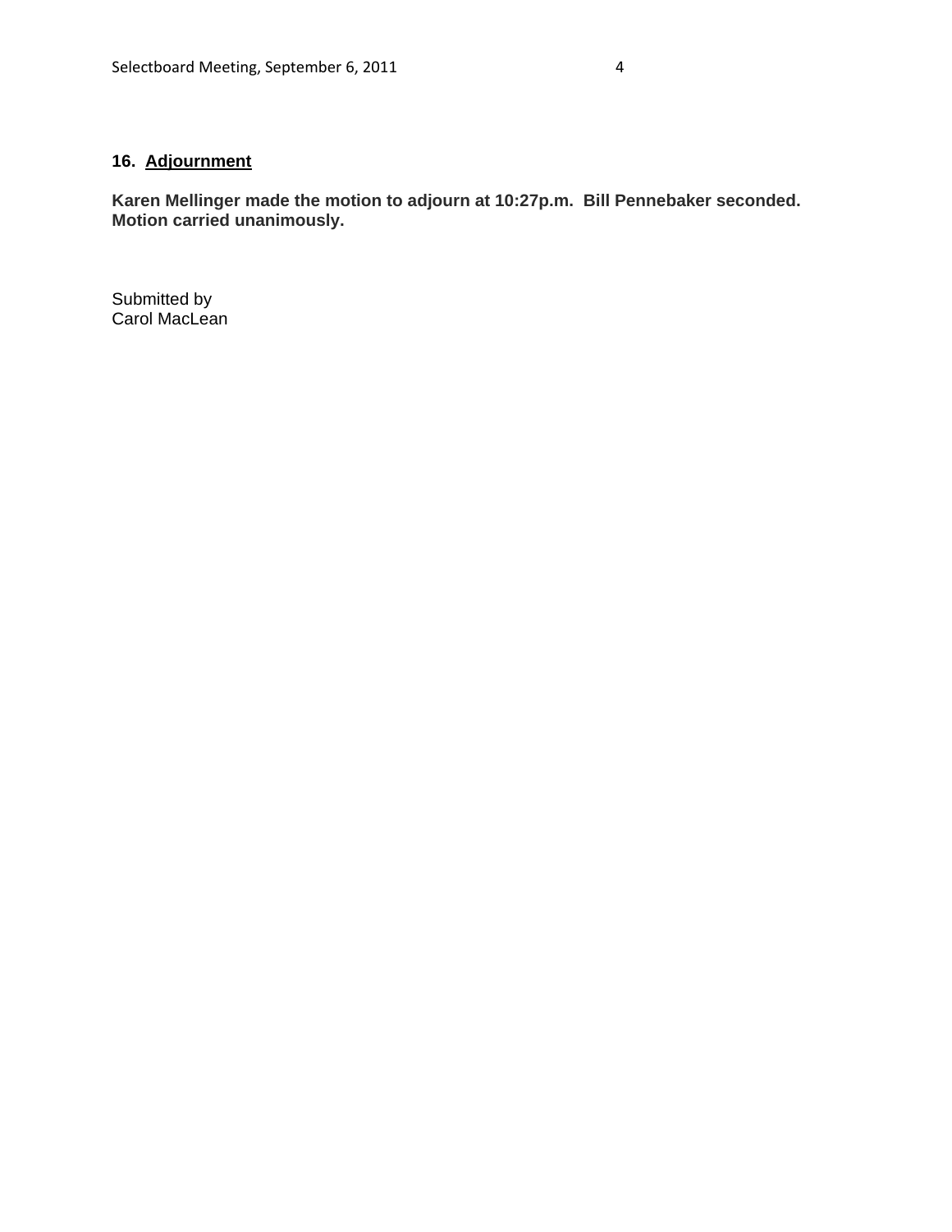## 16. Adjournment

**Karen Mellinger made the motion to adjourn at 10:27p.m. Bill Pennebaker seconded. Motion carried unanimously.**

Submitted by
Carol MacLean